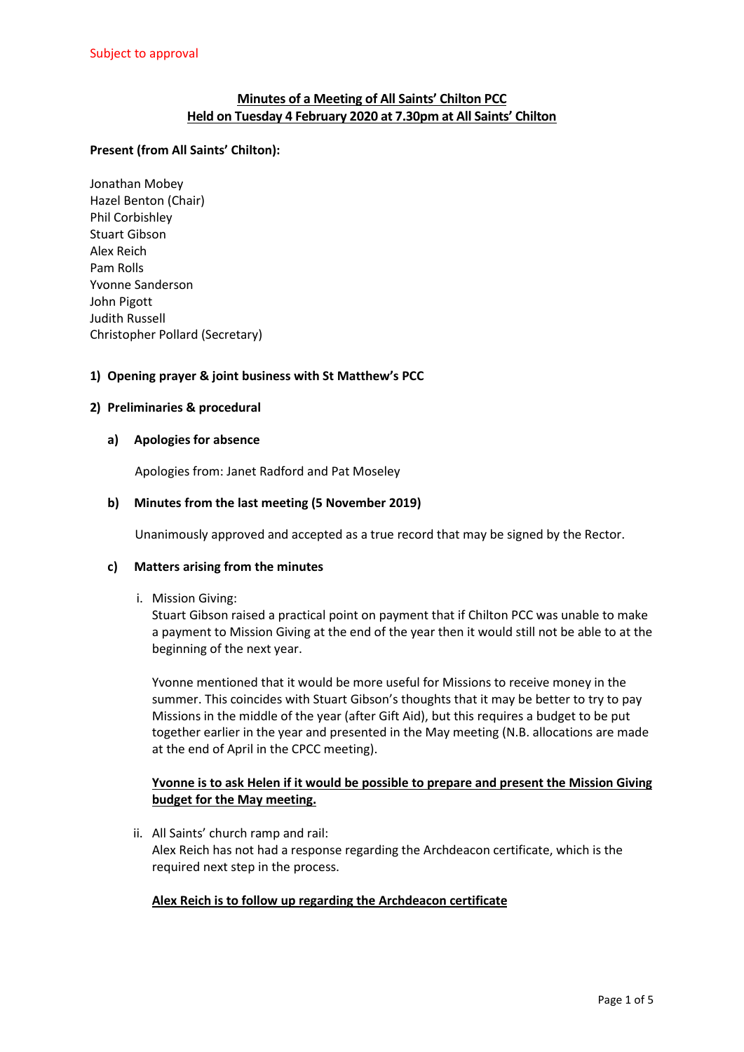Subject to approval

# Minutes of a Meeting of All Saints' Chilton PCC
## Held on Tuesday 4 February 2020 at 7.30pm at All Saints' Chilton

**Present (from All Saints' Chilton):**

Jonathan Mobey
Hazel Benton (Chair)
Phil Corbishley
Stuart Gibson
Alex Reich
Pam Rolls
Yvonne Sanderson
John Pigott
Judith Russell
Christopher Pollard (Secretary)

### 1) Opening prayer & joint business with St Matthew's PCC

### 2) Preliminaries & procedural

#### a) Apologies for absence

Apologies from: Janet Radford and Pat Moseley

#### b) Minutes from the last meeting (5 November 2019)

Unanimously approved and accepted as a true record that may be signed by the Rector.

#### c) Matters arising from the minutes

i. Mission Giving:
Stuart Gibson raised a practical point on payment that if Chilton PCC was unable to make a payment to Mission Giving at the end of the year then it would still not be able to at the beginning of the next year.

Yvonne mentioned that it would be more useful for Missions to receive money in the summer. This coincides with Stuart Gibson's thoughts that it may be better to try to pay Missions in the middle of the year (after Gift Aid), but this requires a budget to be put together earlier in the year and presented in the May meeting (N.B. allocations are made at the end of April in the CPCC meeting).

**Yvonne is to ask Helen if it would be possible to prepare and present the Mission Giving budget for the May meeting.**

ii. All Saints' church ramp and rail:
Alex Reich has not had a response regarding the Archdeacon certificate, which is the required next step in the process.

**Alex Reich is to follow up regarding the Archdeacon certificate**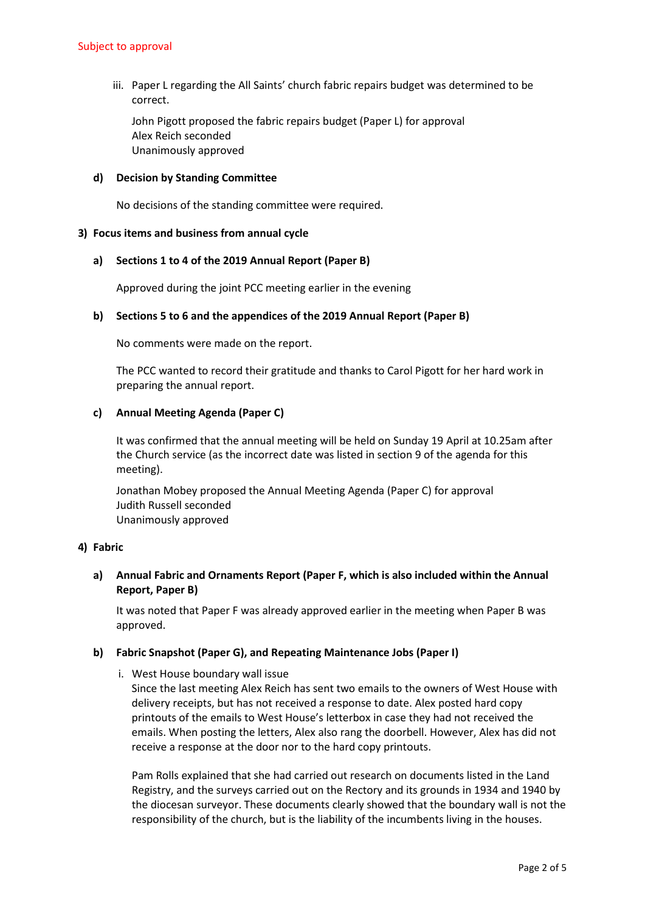Subject to approval

iii. Paper L regarding the All Saints' church fabric repairs budget was determined to be correct.

   John Pigott proposed the fabric repairs budget (Paper L) for approval
   Alex Reich seconded
   Unanimously approved

**d) Decision by Standing Committee**

No decisions of the standing committee were required.

**3) Focus items and business from annual cycle**

**a) Sections 1 to 4 of the 2019 Annual Report (Paper B)**

Approved during the joint PCC meeting earlier in the evening

**b) Sections 5 to 6 and the appendices of the 2019 Annual Report (Paper B)**

No comments were made on the report.

The PCC wanted to record their gratitude and thanks to Carol Pigott for her hard work in preparing the annual report.

**c) Annual Meeting Agenda (Paper C)**

It was confirmed that the annual meeting will be held on Sunday 19 April at 10.25am after the Church service (as the incorrect date was listed in section 9 of the agenda for this meeting).

Jonathan Mobey proposed the Annual Meeting Agenda (Paper C) for approval
Judith Russell seconded
Unanimously approved

**4) Fabric**

**a) Annual Fabric and Ornaments Report (Paper F, which is also included within the Annual Report, Paper B)**

It was noted that Paper F was already approved earlier in the meeting when Paper B was approved.

**b) Fabric Snapshot (Paper G), and Repeating Maintenance Jobs (Paper I)**

i. West House boundary wall issue
   Since the last meeting Alex Reich has sent two emails to the owners of West House with delivery receipts, but has not received a response to date. Alex posted hard copy printouts of the emails to West House's letterbox in case they had not received the emails. When posting the letters, Alex also rang the doorbell. However, Alex has did not receive a response at the door nor to the hard copy printouts.

   Pam Rolls explained that she had carried out research on documents listed in the Land Registry, and the surveys carried out on the Rectory and its grounds in 1934 and 1940 by the diocesan surveyor. These documents clearly showed that the boundary wall is not the responsibility of the church, but is the liability of the incumbents living in the houses.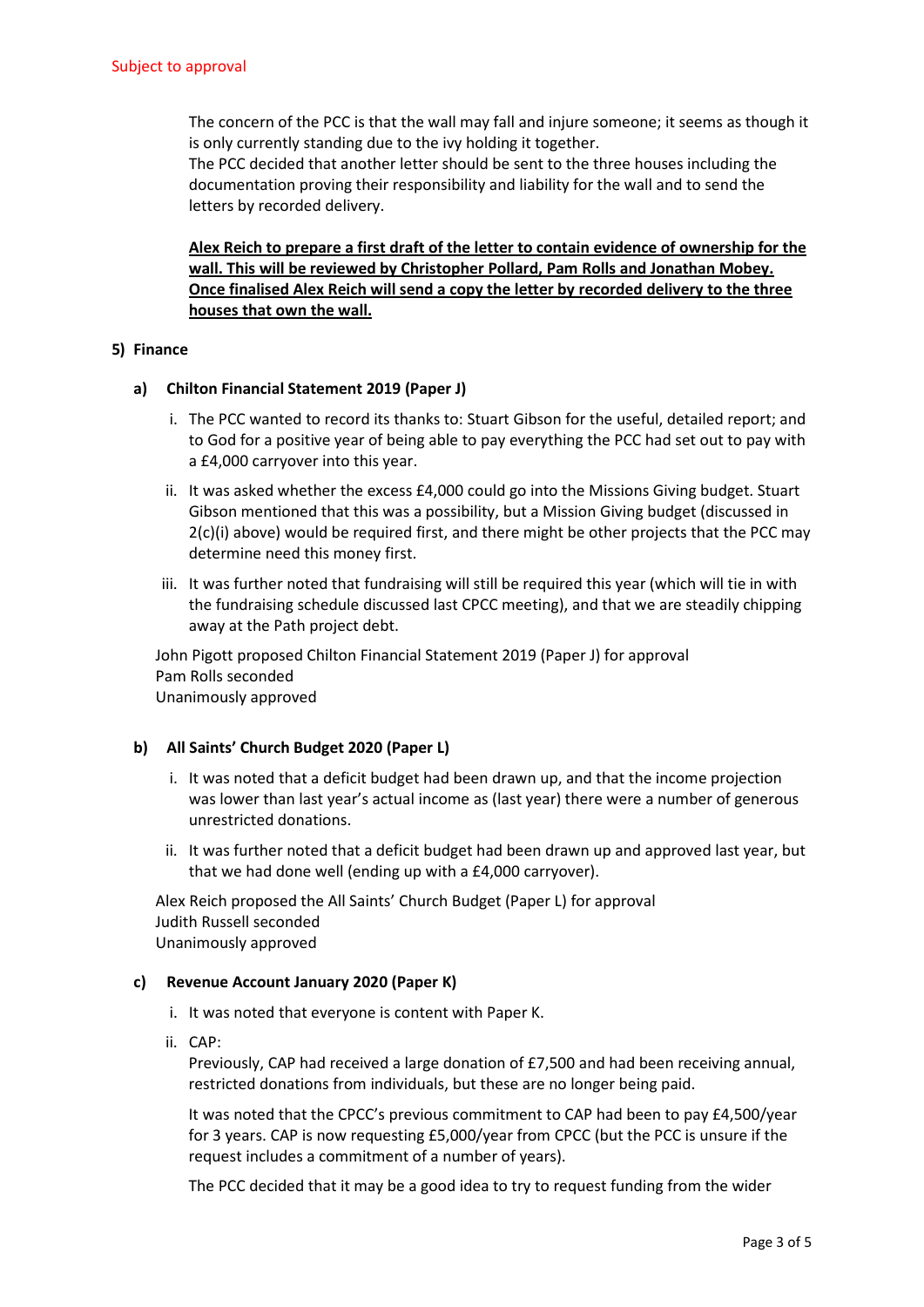Subject to approval

The concern of the PCC is that the wall may fall and injure someone; it seems as though it is only currently standing due to the ivy holding it together.
The PCC decided that another letter should be sent to the three houses including the documentation proving their responsibility and liability for the wall and to send the letters by recorded delivery.

**Alex Reich to prepare a first draft of the letter to contain evidence of ownership for the wall. This will be reviewed by Christopher Pollard, Pam Rolls and Jonathan Mobey. Once finalised Alex Reich will send a copy the letter by recorded delivery to the three houses that own the wall.**

**5) Finance**

**a) Chilton Financial Statement 2019 (Paper J)**

i. The PCC wanted to record its thanks to: Stuart Gibson for the useful, detailed report; and to God for a positive year of being able to pay everything the PCC had set out to pay with a £4,000 carryover into this year.

ii. It was asked whether the excess £4,000 could go into the Missions Giving budget. Stuart Gibson mentioned that this was a possibility, but a Mission Giving budget (discussed in 2(c)(i) above) would be required first, and there might be other projects that the PCC may determine need this money first.

iii. It was further noted that fundraising will still be required this year (which will tie in with the fundraising schedule discussed last CPCC meeting), and that we are steadily chipping away at the Path project debt.

John Pigott proposed Chilton Financial Statement 2019 (Paper J) for approval
Pam Rolls seconded
Unanimously approved

**b) All Saints' Church Budget 2020 (Paper L)**

i. It was noted that a deficit budget had been drawn up, and that the income projection was lower than last year's actual income as (last year) there were a number of generous unrestricted donations.

ii. It was further noted that a deficit budget had been drawn up and approved last year, but that we had done well (ending up with a £4,000 carryover).

Alex Reich proposed the All Saints' Church Budget (Paper L) for approval
Judith Russell seconded
Unanimously approved

**c) Revenue Account January 2020 (Paper K)**

i. It was noted that everyone is content with Paper K.

ii. CAP:
Previously, CAP had received a large donation of £7,500 and had been receiving annual, restricted donations from individuals, but these are no longer being paid.

It was noted that the CPCC's previous commitment to CAP had been to pay £4,500/year for 3 years. CAP is now requesting £5,000/year from CPCC (but the PCC is unsure if the request includes a commitment of a number of years).

The PCC decided that it may be a good idea to try to request funding from the wider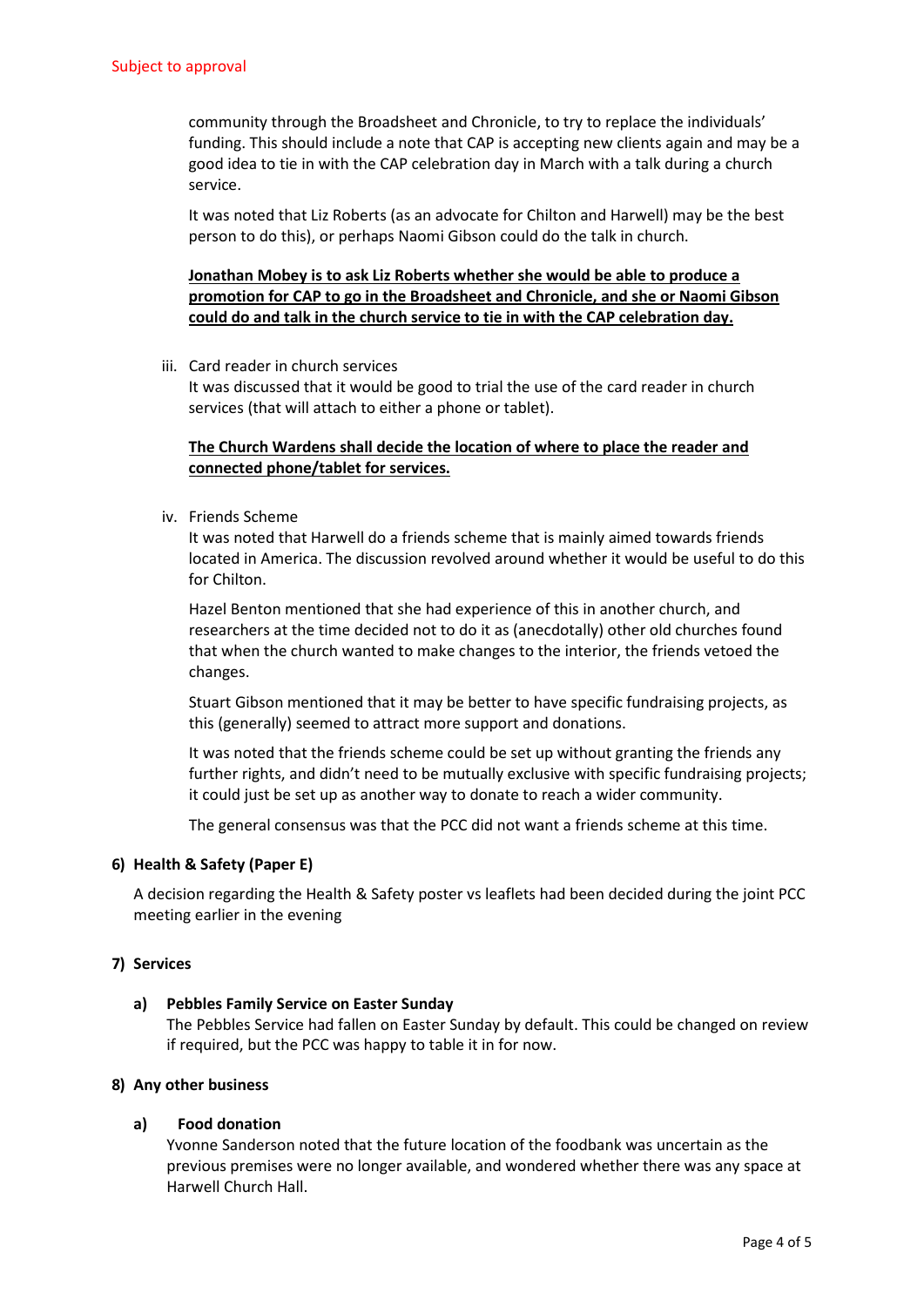Subject to approval

community through the Broadsheet and Chronicle, to try to replace the individuals' funding. This should include a note that CAP is accepting new clients again and may be a good idea to tie in with the CAP celebration day in March with a talk during a church service.

It was noted that Liz Roberts (as an advocate for Chilton and Harwell) may be the best person to do this), or perhaps Naomi Gibson could do the talk in church.

**<u>Jonathan Mobey is to ask Liz Roberts whether she would be able to produce a promotion for CAP to go in the Broadsheet and Chronicle, and she or Naomi Gibson could do and talk in the church service to tie in with the CAP celebration day.</u>**

iii. Card reader in church services
It was discussed that it would be good to trial the use of the card reader in church services (that will attach to either a phone or tablet).

**<u>The Church Wardens shall decide the location of where to place the reader and connected phone/tablet for services.</u>**

iv. Friends Scheme
It was noted that Harwell do a friends scheme that is mainly aimed towards friends located in America. The discussion revolved around whether it would be useful to do this for Chilton.

Hazel Benton mentioned that she had experience of this in another church, and researchers at the time decided not to do it as (anecdotally) other old churches found that when the church wanted to make changes to the interior, the friends vetoed the changes.

Stuart Gibson mentioned that it may be better to have specific fundraising projects, as this (generally) seemed to attract more support and donations.

It was noted that the friends scheme could be set up without granting the friends any further rights, and didn't need to be mutually exclusive with specific fundraising projects; it could just be set up as another way to donate to reach a wider community.

The general consensus was that the PCC did not want a friends scheme at this time.

**6) Health & Safety (Paper E)**

A decision regarding the Health & Safety poster vs leaflets had been decided during the joint PCC meeting earlier in the evening

**7) Services**

**a) Pebbles Family Service on Easter Sunday**
The Pebbles Service had fallen on Easter Sunday by default. This could be changed on review if required, but the PCC was happy to table it in for now.

**8) Any other business**

**a) Food donation**
Yvonne Sanderson noted that the future location of the foodbank was uncertain as the previous premises were no longer available, and wondered whether there was any space at Harwell Church Hall.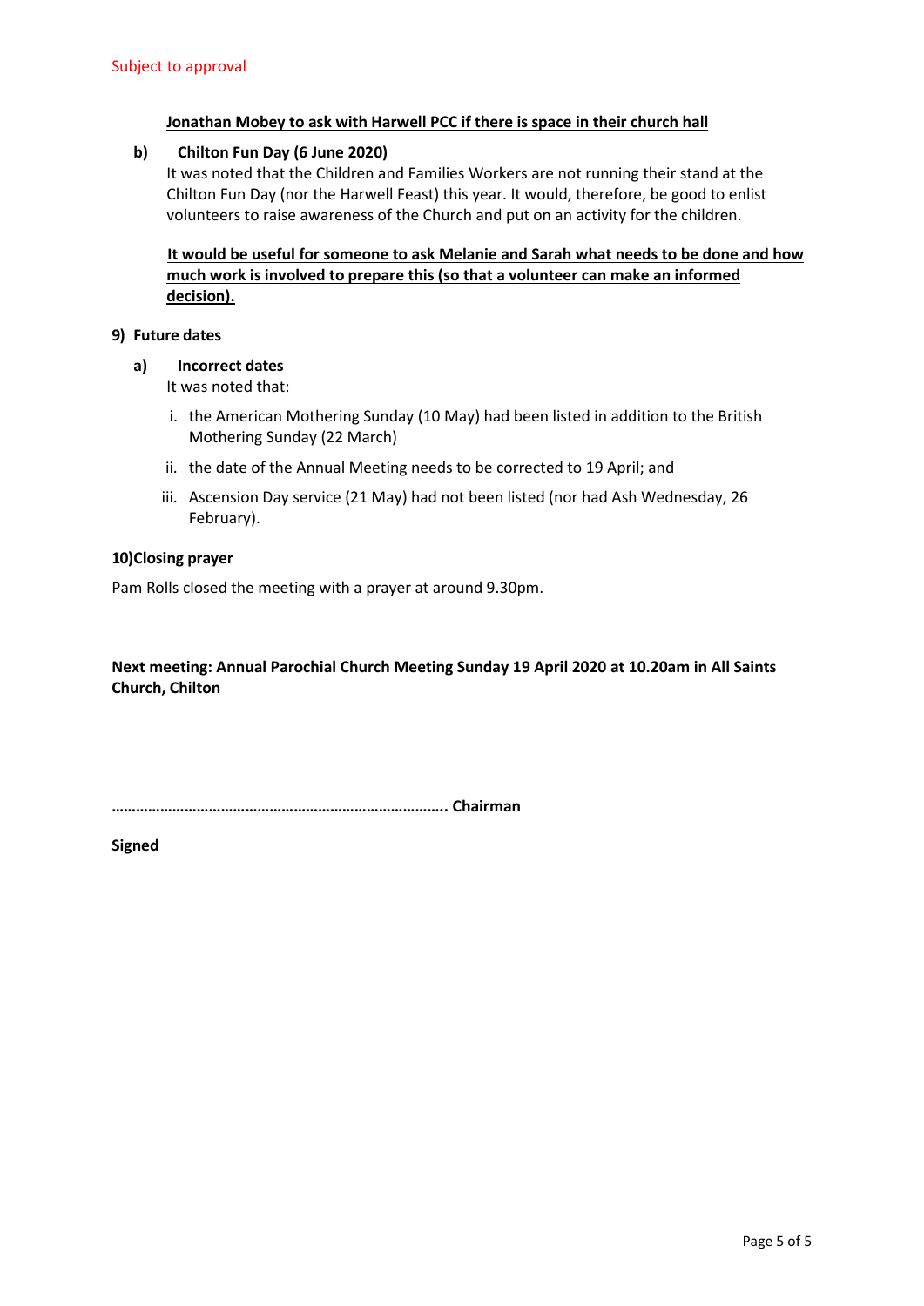Subject to approval

**Jonathan Mobey to ask with Harwell PCC if there is space in their church hall**

**b) Chilton Fun Day (6 June 2020)**

It was noted that the Children and Families Workers are not running their stand at the Chilton Fun Day (nor the Harwell Feast) this year. It would, therefore, be good to enlist volunteers to raise awareness of the Church and put on an activity for the children.

**It would be useful for someone to ask Melanie and Sarah what needs to be done and how much work is involved to prepare this (so that a volunteer can make an informed decision).**

**9) Future dates**

**a) Incorrect dates**

It was noted that:

i. the American Mothering Sunday (10 May) had been listed in addition to the British Mothering Sunday (22 March)

ii. the date of the Annual Meeting needs to be corrected to 19 April; and

iii. Ascension Day service (21 May) had not been listed (nor had Ash Wednesday, 26 February).

**10)Closing prayer**

Pam Rolls closed the meeting with a prayer at around 9.30pm.

**Next meeting: Annual Parochial Church Meeting Sunday 19 April 2020 at 10.20am in All Saints Church, Chilton**

**………………………………………………………………………. Chairman**

**Signed**